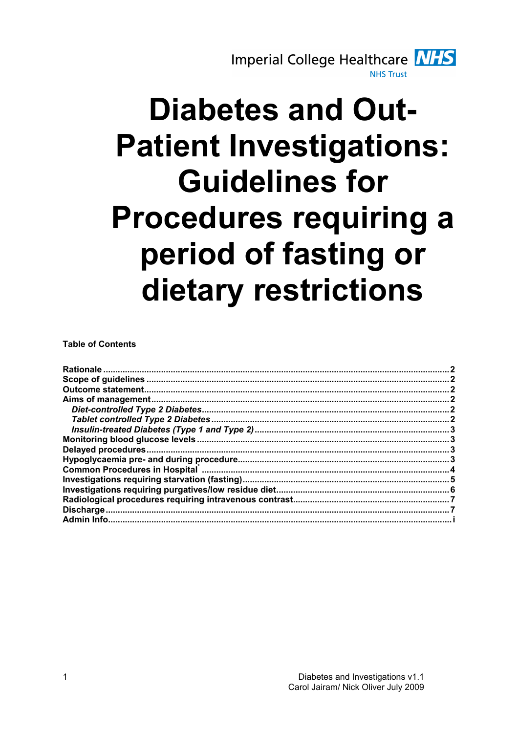Imperial College Healthcare NHS Trust

# Diabetes and Out-Patient Investigations: Guidelines for Procedures requiring a period of fasting or dietary restrictions

**Table of Contents**

- **Rationale** ..... 2
- **Scope of guidelines** ..... 2
- **Outcome statement** ..... 2
- **Aims of management** ..... 2
  - ***Diet-controlled Type 2 Diabetes*** ..... 2
  - ***Tablet controlled Type 2 Diabetes*** ..... 2
  - ***Insulin-treated Diabetes (Type 1 and Type 2)*** ..... 3
- **Monitoring blood glucose levels** ..... 3
- **Delayed procedures** ..... 3
- **Hypoglycaemia pre- and during procedure** ..... 3
- **Common Procedures in Hospital*** ..... 4
- **Investigations requiring starvation (fasting)** ..... 5
- **Investigations requiring purgatives/low residue diet** ..... 6
- **Radiological procedures requiring intravenous contrast** ..... 7
- **Discharge** ..... 7
- **Admin Info** ..... i

Diabetes and Investigations v1.1
Carol Jairam/ Nick Oliver July 2009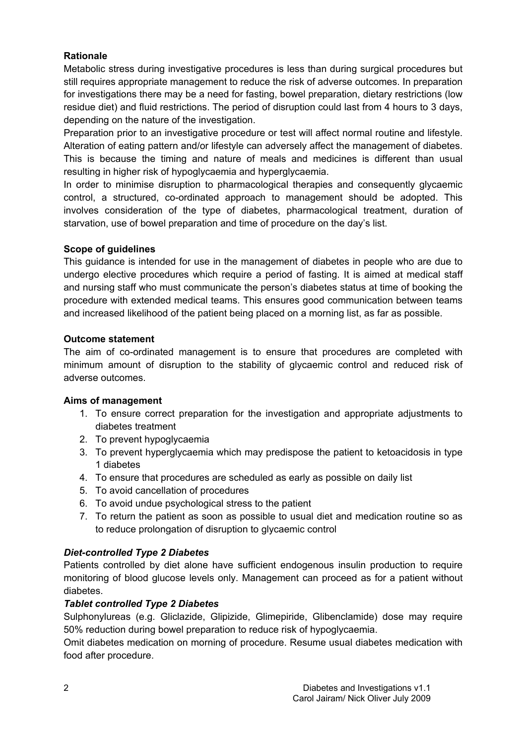**Rationale**

Metabolic stress during investigative procedures is less than during surgical procedures but still requires appropriate management to reduce the risk of adverse outcomes. In preparation for investigations there may be a need for fasting, bowel preparation, dietary restrictions (low residue diet) and fluid restrictions. The period of disruption could last from 4 hours to 3 days, depending on the nature of the investigation.

Preparation prior to an investigative procedure or test will affect normal routine and lifestyle. Alteration of eating pattern and/or lifestyle can adversely affect the management of diabetes. This is because the timing and nature of meals and medicines is different than usual resulting in higher risk of hypoglycaemia and hyperglycaemia.

In order to minimise disruption to pharmacological therapies and consequently glycaemic control, a structured, co-ordinated approach to management should be adopted. This involves consideration of the type of diabetes, pharmacological treatment, duration of starvation, use of bowel preparation and time of procedure on the day's list.

**Scope of guidelines**

This guidance is intended for use in the management of diabetes in people who are due to undergo elective procedures which require a period of fasting. It is aimed at medical staff and nursing staff who must communicate the person's diabetes status at time of booking the procedure with extended medical teams. This ensures good communication between teams and increased likelihood of the patient being placed on a morning list, as far as possible.

**Outcome statement**

The aim of co-ordinated management is to ensure that procedures are completed with minimum amount of disruption to the stability of glycaemic control and reduced risk of adverse outcomes.

**Aims of management**

1. To ensure correct preparation for the investigation and appropriate adjustments to diabetes treatment
2. To prevent hypoglycaemia
3. To prevent hyperglycaemia which may predispose the patient to ketoacidosis in type 1 diabetes
4. To ensure that procedures are scheduled as early as possible on daily list
5. To avoid cancellation of procedures
6. To avoid undue psychological stress to the patient
7. To return the patient as soon as possible to usual diet and medication routine so as to reduce prolongation of disruption to glycaemic control

***Diet-controlled Type 2 Diabetes***

Patients controlled by diet alone have sufficient endogenous insulin production to require monitoring of blood glucose levels only. Management can proceed as for a patient without diabetes.

***Tablet controlled Type 2 Diabetes***

Sulphonylureas (e.g. Gliclazide, Glipizide, Glimepiride, Glibenclamide) dose may require 50% reduction during bowel preparation to reduce risk of hypoglycaemia.

Omit diabetes medication on morning of procedure. Resume usual diabetes medication with food after procedure.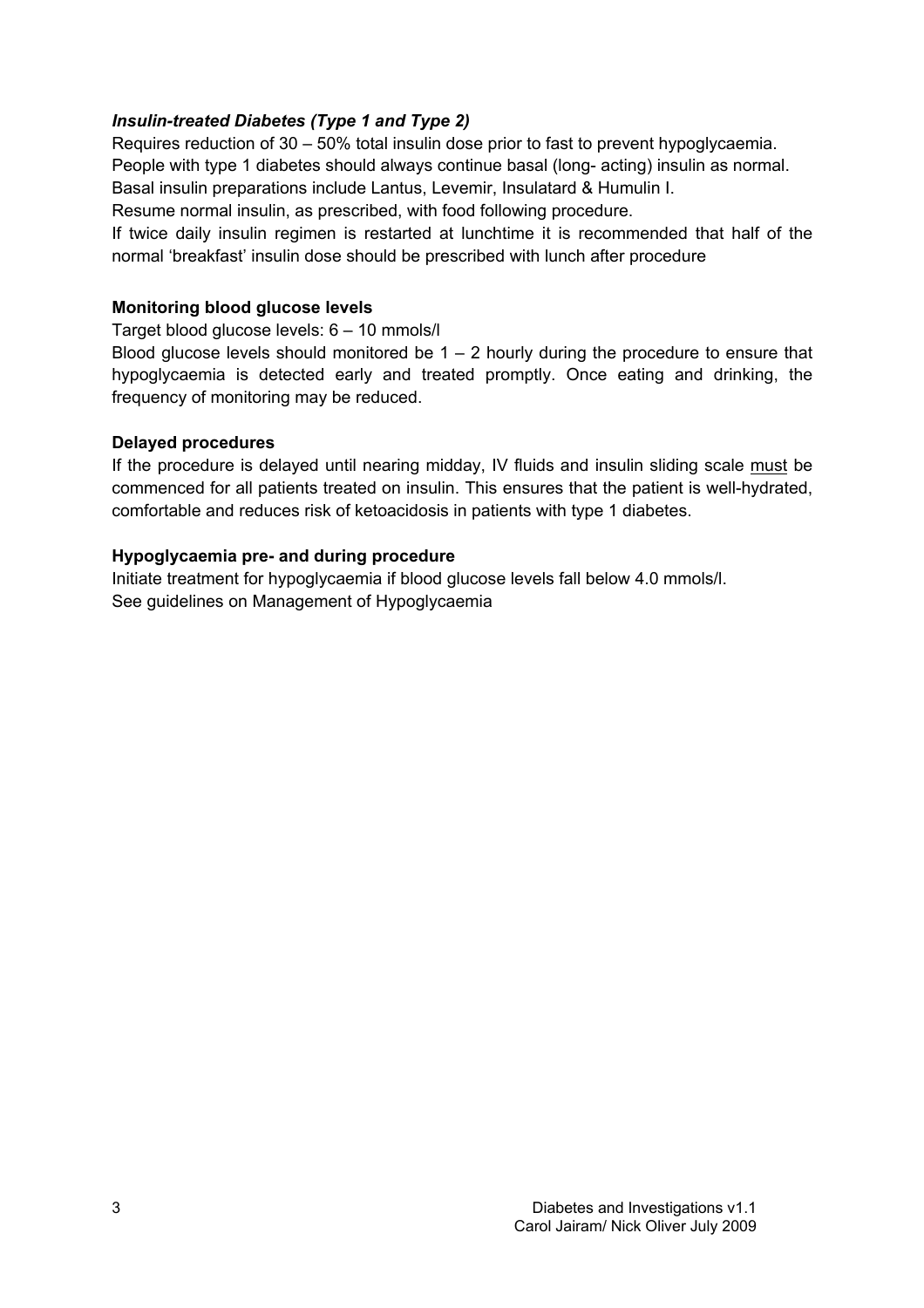### *Insulin-treated Diabetes (Type 1 and Type 2)*

Requires reduction of 30 – 50% total insulin dose prior to fast to prevent hypoglycaemia.
People with type 1 diabetes should always continue basal (long- acting) insulin as normal.
Basal insulin preparations include Lantus, Levemir, Insulatard & Humulin I.
Resume normal insulin, as prescribed, with food following procedure.
If twice daily insulin regimen is restarted at lunchtime it is recommended that half of the normal 'breakfast' insulin dose should be prescribed with lunch after procedure

### Monitoring blood glucose levels

Target blood glucose levels: 6 – 10 mmols/l
Blood glucose levels should monitored be 1 – 2 hourly during the procedure to ensure that hypoglycaemia is detected early and treated promptly. Once eating and drinking, the frequency of monitoring may be reduced.

### Delayed procedures

If the procedure is delayed until nearing midday, IV fluids and insulin sliding scale must be commenced for all patients treated on insulin. This ensures that the patient is well-hydrated, comfortable and reduces risk of ketoacidosis in patients with type 1 diabetes.

### Hypoglycaemia pre- and during procedure

Initiate treatment for hypoglycaemia if blood glucose levels fall below 4.0 mmols/l.
See guidelines on Management of Hypoglycaemia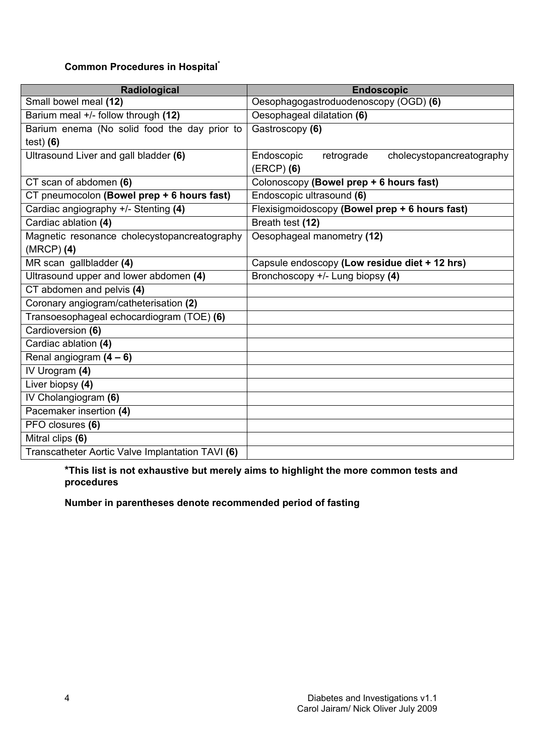**Common Procedures in Hospital***

| Radiological | Endoscopic |
|---|---|
| Small bowel meal **(12)** | Oesophagogastroduodenoscopy (OGD) **(6)** |
| Barium meal +/- follow through **(12)** | Oesophageal dilatation **(6)** |
| Barium enema (No solid food the day prior to test) **(6)** | Gastroscopy **(6)** |
| Ultrasound Liver and gall bladder **(6)** | Endoscopic retrograde cholecystopancreatography (ERCP) **(6)** |
| CT scan of abdomen **(6)** | Colonoscopy **(Bowel prep + 6 hours fast)** |
| CT pneumocolon **(Bowel prep + 6 hours fast)** | Endoscopic ultrasound **(6)** |
| Cardiac angiography +/- Stenting **(4)** | Flexisigmoidoscopy **(Bowel prep + 6 hours fast)** |
| Cardiac ablation **(4)** | Breath test **(12)** |
| Magnetic resonance cholecystopancreatography (MRCP) **(4)** | Oesophageal manometry **(12)** |
| MR scan gallbladder **(4)** | Capsule endoscopy **(Low residue diet + 12 hrs)** |
| Ultrasound upper and lower abdomen **(4)** | Bronchoscopy +/- Lung biopsy **(4)** |
| CT abdomen and pelvis **(4)** | |
| Coronary angiogram/catheterisation **(2)** | |
| Transoesophageal echocardiogram (TOE) **(6)** | |
| Cardioversion **(6)** | |
| Cardiac ablation **(4)** | |
| Renal angiogram **(4 – 6)** | |
| IV Urogram **(4)** | |
| Liver biopsy **(4)** | |
| IV Cholangiogram **(6)** | |
| Pacemaker insertion **(4)** | |
| PFO closures **(6)** | |
| Mitral clips **(6)** | |
| Transcatheter Aortic Valve Implantation TAVI **(6)** | |

***This list is not exhaustive but merely aims to highlight the more common tests and procedures**

**Number in parentheses denote recommended period of fasting**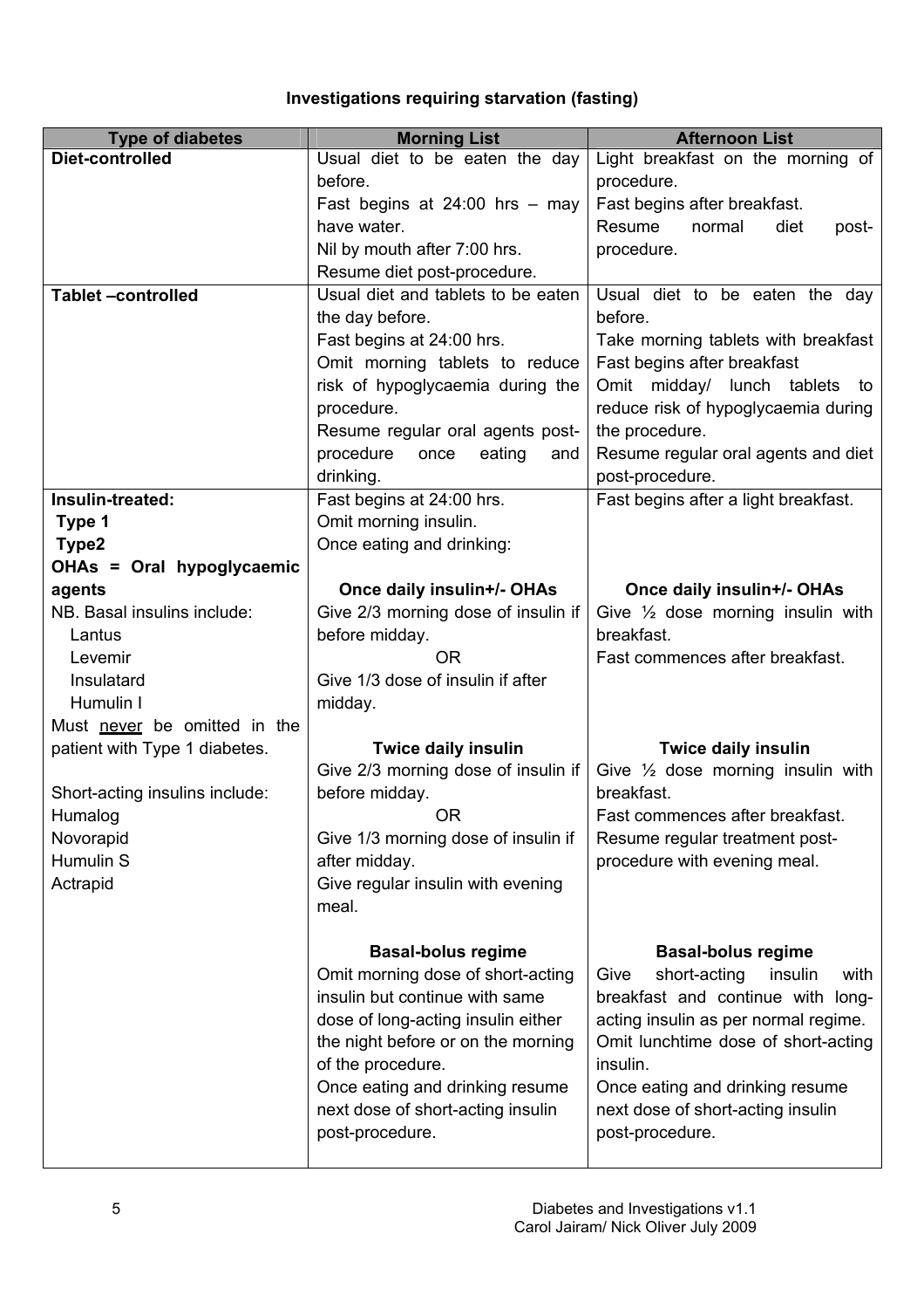### Investigations requiring starvation (fasting)

| Type of diabetes | Morning List | Afternoon List |
|---|---|---|
| **Diet-controlled** | Usual diet to be eaten the day before.<br>Fast begins at 24:00 hrs – may have water.<br>Nil by mouth after 7:00 hrs.<br>Resume diet post-procedure. | Light breakfast on the morning of procedure.<br>Fast begins after breakfast.<br>Resume normal diet post-procedure. |
| **Tablet –controlled** | Usual diet and tablets to be eaten the day before.<br>Fast begins at 24:00 hrs.<br>Omit morning tablets to reduce risk of hypoglycaemia during the procedure.<br>Resume regular oral agents post-procedure once eating and drinking. | Usual diet to be eaten the day before.<br>Take morning tablets with breakfast<br>Fast begins after breakfast<br>Omit midday/ lunch tablets to reduce risk of hypoglycaemia during the procedure.<br>Resume regular oral agents and diet post-procedure. |
| **Insulin-treated:**<br>**Type 1**<br>**Type2**<br>**OHAs = Oral hypoglycaemic agents**<br>NB. Basal insulins include:<br>Lantus<br>Levemir<br>Insulatard<br>Humulin I<br>Must <u>never</u> be omitted in the patient with Type 1 diabetes.<br><br>Short-acting insulins include:<br>Humalog<br>Novorapid<br>Humulin S<br>Actrapid | Fast begins at 24:00 hrs.<br>Omit morning insulin.<br>Once eating and drinking:<br><br>**Once daily insulin+/- OHAs**<br>Give 2/3 morning dose of insulin if before midday.<br>OR<br>Give 1/3 dose of insulin if after midday.<br><br>**Twice daily insulin**<br>Give 2/3 morning dose of insulin if before midday.<br>OR<br>Give 1/3 morning dose of insulin if after midday.<br>Give regular insulin with evening meal.<br><br>**Basal-bolus regime**<br>Omit morning dose of short-acting insulin but continue with same dose of long-acting insulin either the night before or on the morning of the procedure.<br>Once eating and drinking resume next dose of short-acting insulin post-procedure. | Fast begins after a light breakfast.<br><br><br>**Once daily insulin+/- OHAs**<br>Give ½ dose morning insulin with breakfast.<br>Fast commences after breakfast.<br><br><br><br>**Twice daily insulin**<br>Give ½ dose morning insulin with breakfast.<br>Fast commences after breakfast.<br>Resume regular treatment post-procedure with evening meal.<br><br><br>**Basal-bolus regime**<br>Give short-acting insulin with breakfast and continue with long-acting insulin as per normal regime.<br>Omit lunchtime dose of short-acting insulin.<br>Once eating and drinking resume next dose of short-acting insulin post-procedure. |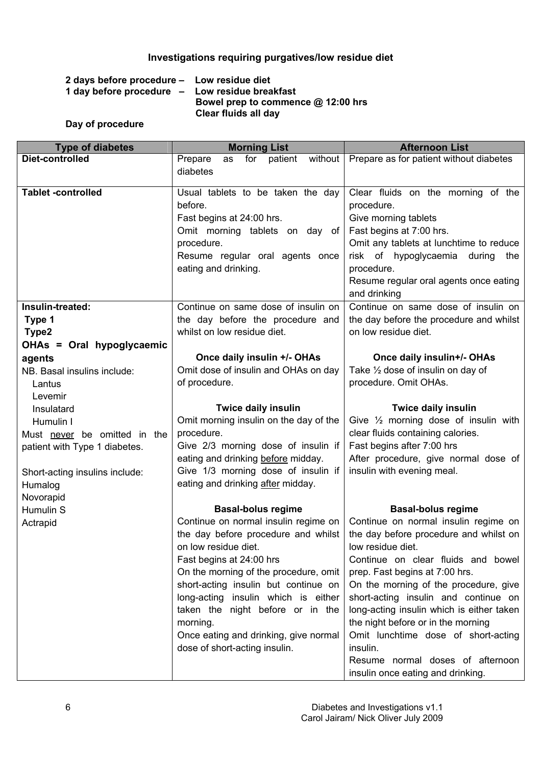## Investigations requiring purgatives/low residue diet

**2 days before procedure – Low residue diet**
**1 day before procedure – Low residue breakfast**
**Bowel prep to commence @ 12:00 hrs**
**Clear fluids all day**

**Day of procedure**

| Type of diabetes | Morning List | Afternoon List |
|---|---|---|
| **Diet-controlled** | Prepare as for patient without diabetes | Prepare as for patient without diabetes |
| **Tablet -controlled** | Usual tablets to be taken the day before.<br>Fast begins at 24:00 hrs.<br>Omit morning tablets on day of procedure.<br>Resume regular oral agents once eating and drinking. | Clear fluids on the morning of the procedure.<br>Give morning tablets<br>Fast begins at 7:00 hrs.<br>Omit any tablets at lunchtime to reduce risk of hypoglycaemia during the procedure.<br>Resume regular oral agents once eating and drinking |
| **Insulin-treated:**<br>**Type 1**<br>**Type2**<br>**OHAs = Oral hypoglycaemic agents**<br>NB. Basal insulins include:<br>Lantus<br>Levemir<br>Insulatard<br>Humulin I<br>Must never be omitted in the patient with Type 1 diabetes.<br><br>Short-acting insulins include:<br>Humalog<br>Novorapid<br>Humulin S<br>Actrapid | Continue on same dose of insulin on the day before the procedure and whilst on low residue diet.<br><br>**Once daily insulin +/- OHAs**<br>Omit dose of insulin and OHAs on day of procedure.<br><br>**Twice daily insulin**<br>Omit morning insulin on the day of the procedure.<br>Give 2/3 morning dose of insulin if eating and drinking before midday.<br>Give 1/3 morning dose of insulin if eating and drinking after midday.<br><br>**Basal-bolus regime**<br>Continue on normal insulin regime on the day before procedure and whilst on low residue diet.<br>Fast begins at 24:00 hrs<br>On the morning of the procedure, omit short-acting insulin but continue on long-acting insulin which is either taken the night before or in the morning.<br>Once eating and drinking, give normal dose of short-acting insulin. | Continue on same dose of insulin on the day before the procedure and whilst on low residue diet.<br><br>**Once daily insulin+/- OHAs**<br>Take ½ dose of insulin on day of procedure. Omit OHAs.<br><br>**Twice daily insulin**<br>Give ½ morning dose of insulin with clear fluids containing calories.<br>Fast begins after 7:00 hrs<br>After procedure, give normal dose of insulin with evening meal.<br><br>**Basal-bolus regime**<br>Continue on normal insulin regime on the day before procedure and whilst on low residue diet.<br>Continue on clear fluids and bowel prep. Fast begins at 7:00 hrs.<br>On the morning of the procedure, give short-acting insulin and continue on long-acting insulin which is either taken the night before or in the morning<br>Omit lunchtime dose of short-acting insulin.<br>Resume normal doses of afternoon insulin once eating and drinking. |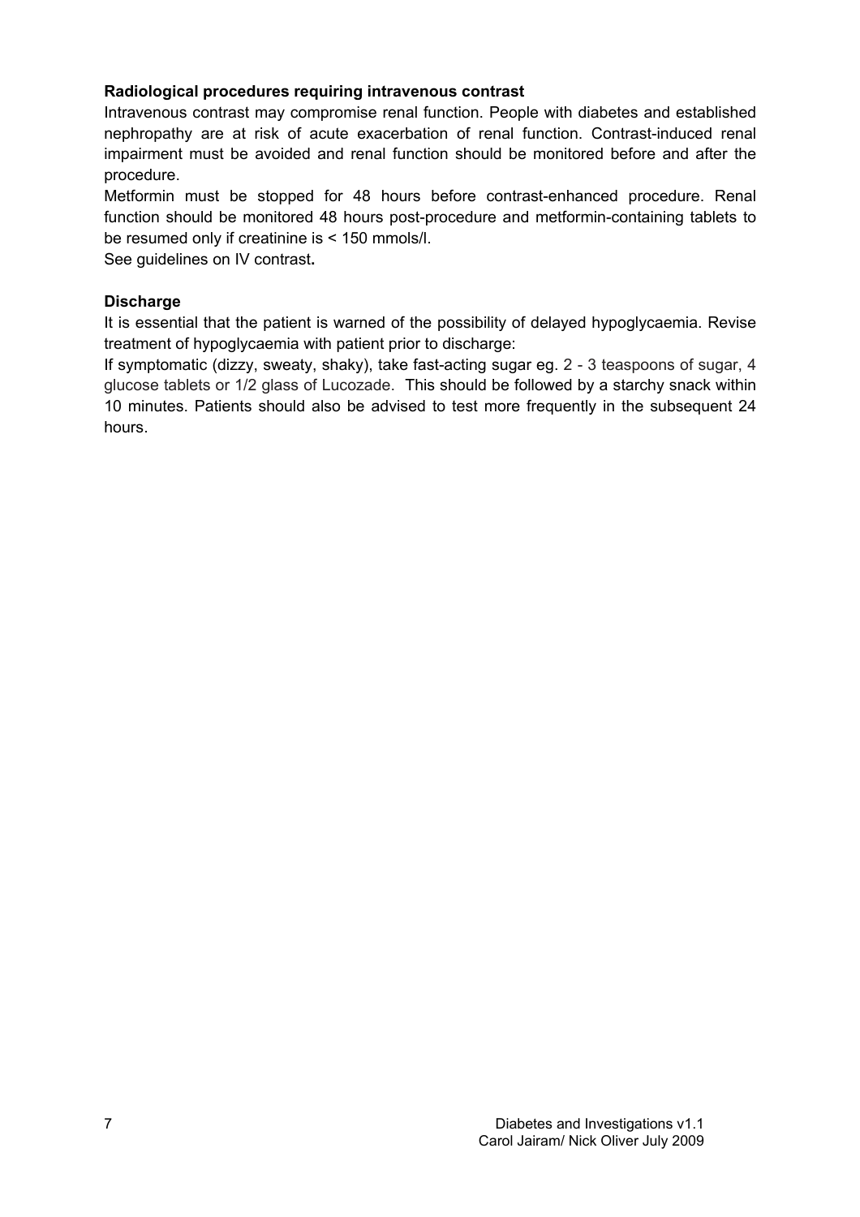**Radiological procedures requiring intravenous contrast**

Intravenous contrast may compromise renal function. People with diabetes and established nephropathy are at risk of acute exacerbation of renal function. Contrast-induced renal impairment must be avoided and renal function should be monitored before and after the procedure.

Metformin must be stopped for 48 hours before contrast-enhanced procedure. Renal function should be monitored 48 hours post-procedure and metformin-containing tablets to be resumed only if creatinine is < 150 mmols/l.

See guidelines on IV contrast**.**

**Discharge**

It is essential that the patient is warned of the possibility of delayed hypoglycaemia. Revise treatment of hypoglycaemia with patient prior to discharge:

If symptomatic (dizzy, sweaty, shaky), take fast-acting sugar eg. 2 - 3 teaspoons of sugar, 4 glucose tablets or 1/2 glass of Lucozade. This should be followed by a starchy snack within 10 minutes. Patients should also be advised to test more frequently in the subsequent 24 hours.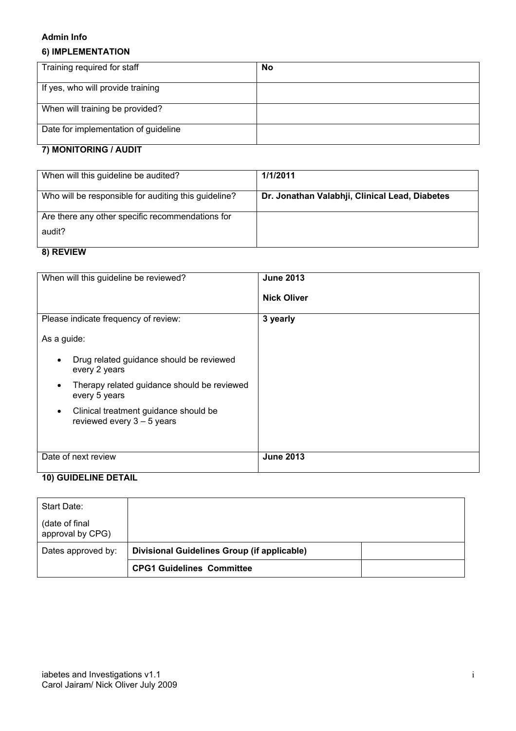**Admin Info**

### 6) IMPLEMENTATION

| Training required for staff | **No** |
|---|---|
| If yes, who will provide training | |
| When will training be provided? | |
| Date for implementation of guideline | |

### 7) MONITORING / AUDIT

| When will this guideline be audited? | **1/1/2011** |
|---|---|
| Who will be responsible for auditing this guideline? | **Dr. Jonathan Valabhji, Clinical Lead, Diabetes** |
| Are there any other specific recommendations for audit? | |

### 8) REVIEW

| When will this guideline be reviewed? | **June 2013** <br> **Nick Oliver** |
|---|---|
| Please indicate frequency of review: <br> As a guide: <br> • Drug related guidance should be reviewed every 2 years <br> • Therapy related guidance should be reviewed every 5 years <br> • Clinical treatment guidance should be reviewed every 3 – 5 years | **3 yearly** |
| Date of next review | **June 2013** |

### 10) GUIDELINE DETAIL

| Start Date: (date of final approval by CPG) | | |
|---|---|---|
| Dates approved by: | **Divisional Guidelines Group (if applicable)** | |
| | **CPG1 Guidelines Committee** | |

iabetes and Investigations v1.1
Carol Jairam/ Nick Oliver July 2009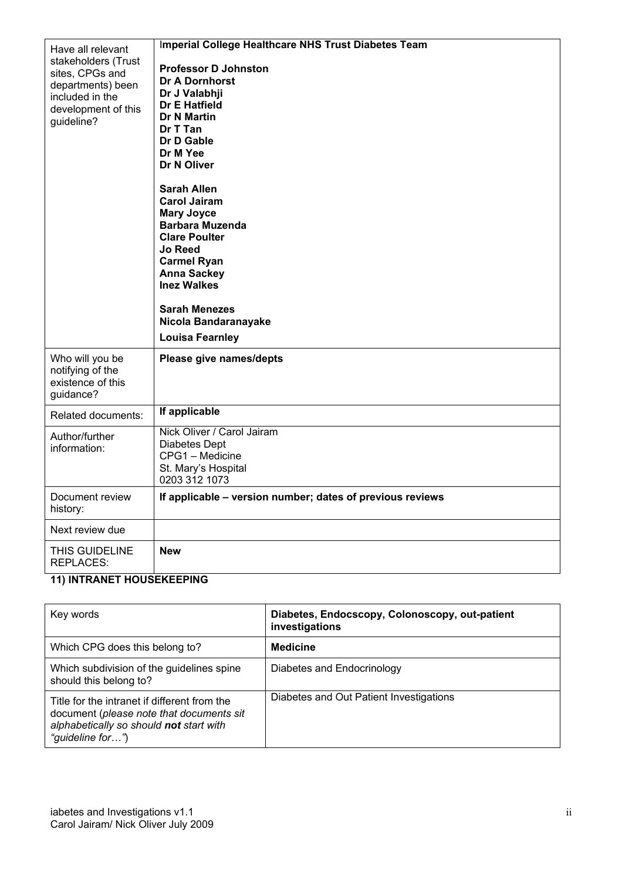| | |
|---|---|
| Have all relevant stakeholders (Trust sites, CPGs and departments) been included in the development of this guideline? | **Imperial College Healthcare NHS Trust Diabetes Team**<br><br>**Professor D Johnston**<br>**Dr A Dornhorst**<br>**Dr J Valabhji**<br>**Dr E Hatfield**<br>**Dr N Martin**<br>**Dr T Tan**<br>**Dr D Gable**<br>**Dr M Yee**<br>**Dr N Oliver**<br><br>**Sarah Allen**<br>**Carol Jairam**<br>**Mary Joyce**<br>**Barbara Muzenda**<br>**Clare Poulter**<br>**Jo Reed**<br>**Carmel Ryan**<br>**Anna Sackey**<br>**Inez Walkes**<br><br>**Sarah Menezes**<br>**Nicola Bandaranayake**<br>**Louisa Fearnley** |
| Who will you be notifying of the existence of this guidance? | **Please give names/depts** |
| Related documents: | **If applicable** |
| Author/further information: | Nick Oliver / Carol Jairam<br>Diabetes Dept<br>CPG1 – Medicine<br>St. Mary's Hospital<br>0203 312 1073 |
| Document review history: | **If applicable – version number; dates of previous reviews** |
| Next review due | |
| THIS GUIDELINE REPLACES: | **New** |

**11) INTRANET HOUSEKEEPING**

| | |
|---|---|
| Key words | **Diabetes, Endocscopy, Colonoscopy, out-patient investigations** |
| Which CPG does this belong to? | **Medicine** |
| Which subdivision of the guidelines spine should this belong to? | Diabetes and Endocrinology |
| Title for the intranet if different from the document (*please note that documents sit alphabetically so should **not** start with "guideline for…"*) | Diabetes and Out Patient Investigations |